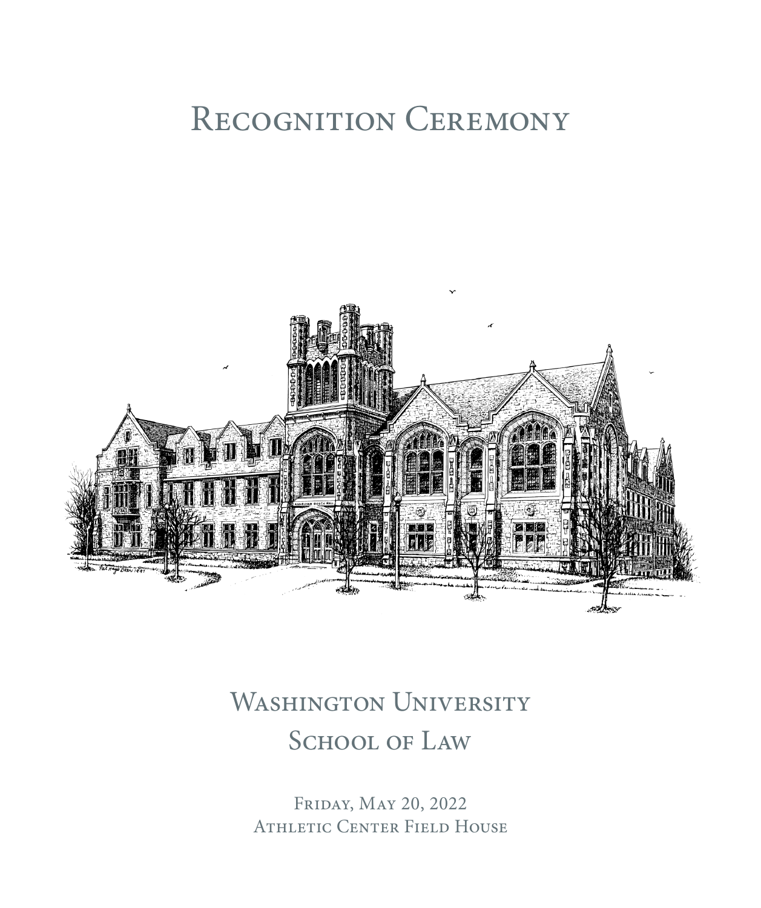# Recognition Ceremony

## Washington University School of Law

Friday, May 20, 2022
Athletic Center Field House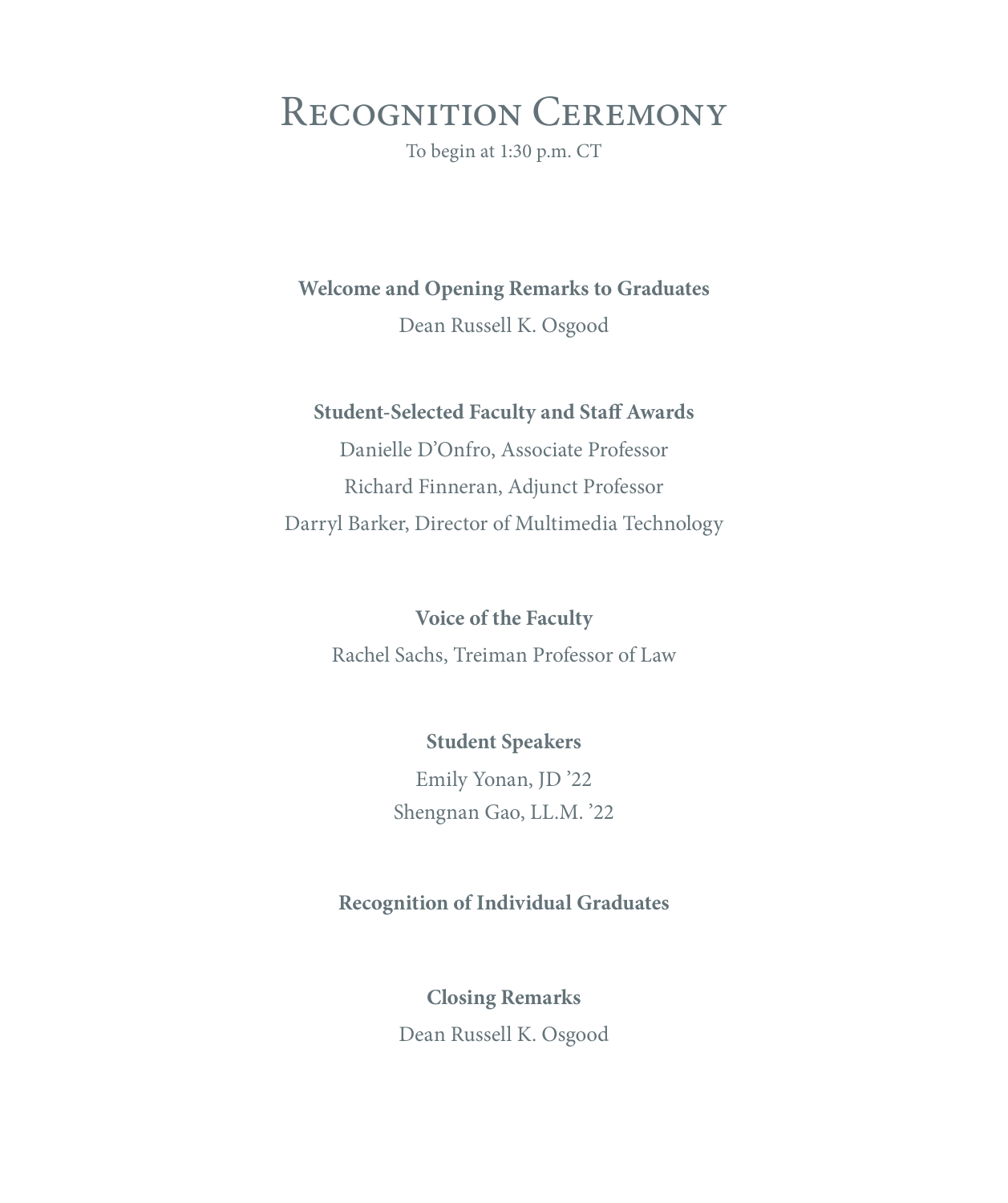# Recognition Ceremony

To begin at 1:30 p.m. CT

**Welcome and Opening Remarks to Graduates**

Dean Russell K. Osgood

**Student-Selected Faculty and Staff Awards**

Danielle D'Onfro, Associate Professor

Richard Finneran, Adjunct Professor

Darryl Barker, Director of Multimedia Technology

**Voice of the Faculty**

Rachel Sachs, Treiman Professor of Law

**Student Speakers**

Emily Yonan, JD '22

Shengnan Gao, LL.M. '22

**Recognition of Individual Graduates**

**Closing Remarks**

Dean Russell K. Osgood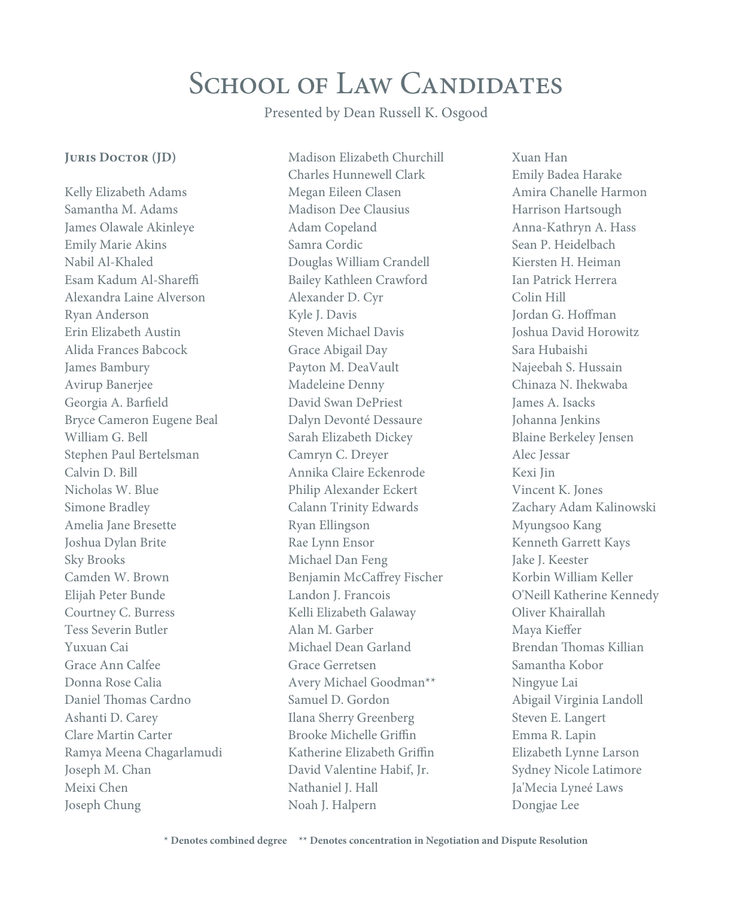# School of Law Candidates

Presented by Dean Russell K. Osgood

## Juris Doctor (JD)

Kelly Elizabeth Adams
Samantha M. Adams
James Olawale Akinleye
Emily Marie Akins
Nabil Al-Khaled
Esam Kadum Al-Shareffi
Alexandra Laine Alverson
Ryan Anderson
Erin Elizabeth Austin
Alida Frances Babcock
James Bambury
Avirup Banerjee
Georgia A. Barfield
Bryce Cameron Eugene Beal
William G. Bell
Stephen Paul Bertelsman
Calvin D. Bill
Nicholas W. Blue
Simone Bradley
Amelia Jane Bresette
Joshua Dylan Brite
Sky Brooks
Camden W. Brown
Elijah Peter Bunde
Courtney C. Burress
Tess Severin Butler
Yuxuan Cai
Grace Ann Calfee
Donna Rose Calia
Daniel Thomas Cardno
Ashanti D. Carey
Clare Martin Carter
Ramya Meena Chagarlamudi
Joseph M. Chan
Meixi Chen
Joseph Chung
Madison Elizabeth Churchill
Charles Hunnewell Clark
Megan Eileen Clasen
Madison Dee Clausius
Adam Copeland
Samra Cordic
Douglas William Crandell
Bailey Kathleen Crawford
Alexander D. Cyr
Kyle J. Davis
Steven Michael Davis
Grace Abigail Day
Payton M. DeaVault
Madeleine Denny
David Swan DePriest
Dalyn Devonté Dessaure
Sarah Elizabeth Dickey
Camryn C. Dreyer
Annika Claire Eckenrode
Philip Alexander Eckert
Calann Trinity Edwards
Ryan Ellingson
Rae Lynn Ensor
Michael Dan Feng
Benjamin McCaffrey Fischer
Landon J. Francois
Kelli Elizabeth Galaway
Alan M. Garber
Michael Dean Garland
Grace Gerretsen
Avery Michael Goodman**
Samuel D. Gordon
Ilana Sherry Greenberg
Brooke Michelle Griffin
Katherine Elizabeth Griffin
David Valentine Habif, Jr.
Nathaniel J. Hall
Noah J. Halpern
Xuan Han
Emily Badea Harake
Amira Chanelle Harmon
Harrison Hartsough
Anna-Kathryn A. Hass
Sean P. Heidelbach
Kiersten H. Heiman
Ian Patrick Herrera
Colin Hill
Jordan G. Hoffman
Joshua David Horowitz
Sara Hubaishi
Najeebah S. Hussain
Chinaza N. Ihekwaba
James A. Isacks
Johanna Jenkins
Blaine Berkeley Jensen
Alec Jessar
Kexi Jin
Vincent K. Jones
Zachary Adam Kalinowski
Myungsoo Kang
Kenneth Garrett Kays
Jake J. Keester
Korbin William Keller
O'Neill Katherine Kennedy
Oliver Khairallah
Maya Kieffer
Brendan Thomas Killian
Samantha Kobor
Ningyue Lai
Abigail Virginia Landoll
Steven E. Langert
Emma R. Lapin
Elizabeth Lynne Larson
Sydney Nicole Latimore
Ja'Mecia Lyneé Laws
Dongjae Lee

**\* Denotes combined degree** **\*\* Denotes concentration in Negotiation and Dispute Resolution**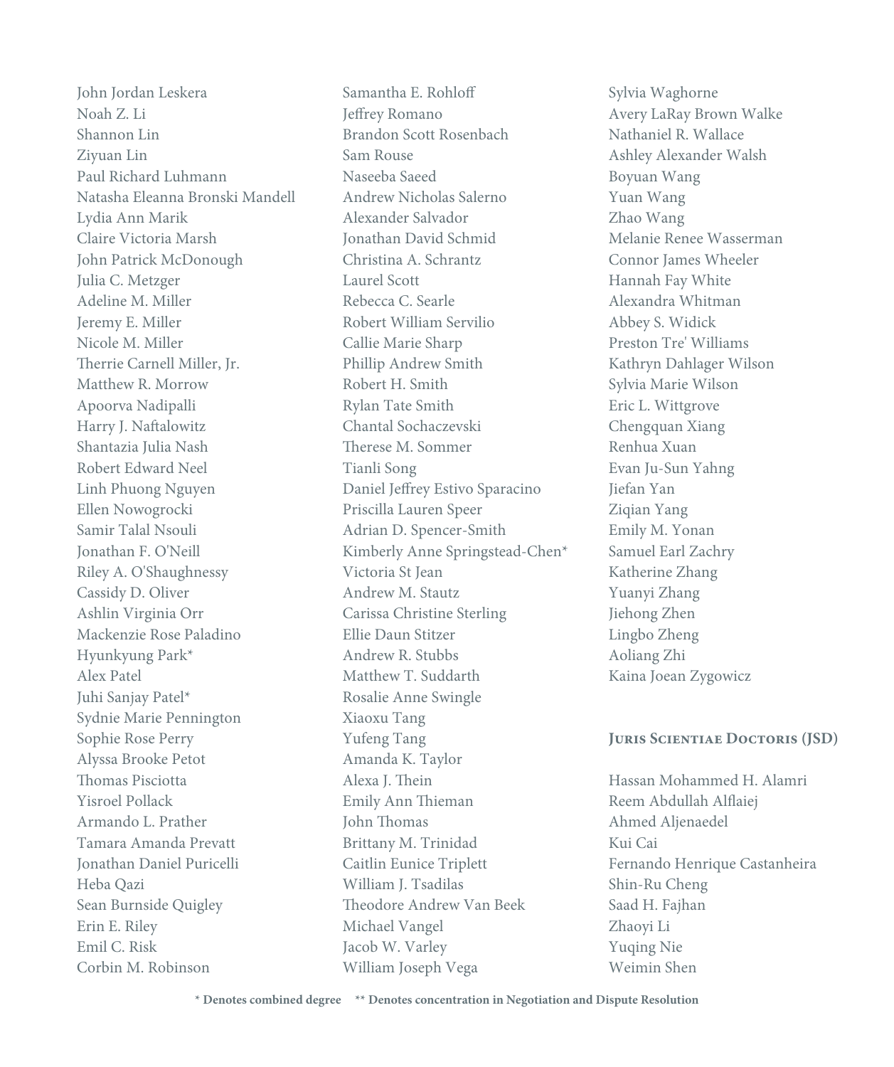John Jordan Leskera
Noah Z. Li
Shannon Lin
Ziyuan Lin
Paul Richard Luhmann
Natasha Eleanna Bronski Mandell
Lydia Ann Marik
Claire Victoria Marsh
John Patrick McDonough
Julia C. Metzger
Adeline M. Miller
Jeremy E. Miller
Nicole M. Miller
Therrie Carnell Miller, Jr.
Matthew R. Morrow
Apoorva Nadipalli
Harry J. Naftalowitz
Shantazia Julia Nash
Robert Edward Neel
Linh Phuong Nguyen
Ellen Nowogrocki
Samir Talal Nsouli
Jonathan F. O'Neill
Riley A. O'Shaughnessy
Cassidy D. Oliver
Ashlin Virginia Orr
Mackenzie Rose Paladino
Hyunkyung Park*
Alex Patel
Juhi Sanjay Patel*
Sydnie Marie Pennington
Sophie Rose Perry
Alyssa Brooke Petot
Thomas Pisciotta
Yisroel Pollack
Armando L. Prather
Tamara Amanda Prevatt
Jonathan Daniel Puricelli
Heba Qazi
Sean Burnside Quigley
Erin E. Riley
Emil C. Risk
Corbin M. Robinson
Samantha E. Rohloff
Jeffrey Romano
Brandon Scott Rosenbach
Sam Rouse
Naseeba Saeed
Andrew Nicholas Salerno
Alexander Salvador
Jonathan David Schmid
Christina A. Schrantz
Laurel Scott
Rebecca C. Searle
Robert William Servilio
Callie Marie Sharp
Phillip Andrew Smith
Robert H. Smith
Rylan Tate Smith
Chantal Sochaczevski
Therese M. Sommer
Tianli Song
Daniel Jeffrey Estivo Sparacino
Priscilla Lauren Speer
Adrian D. Spencer-Smith
Kimberly Anne Springstead-Chen*
Victoria St Jean
Andrew M. Stautz
Carissa Christine Sterling
Ellie Daun Stitzer
Andrew R. Stubbs
Matthew T. Suddarth
Rosalie Anne Swingle
Xiaoxu Tang
Yufeng Tang
Amanda K. Taylor
Alexa J. Thein
Emily Ann Thieman
John Thomas
Brittany M. Trinidad
Caitlin Eunice Triplett
William J. Tsadilas
Theodore Andrew Van Beek
Michael Vangel
Jacob W. Varley
William Joseph Vega
Sylvia Waghorne
Avery LaRay Brown Walke
Nathaniel R. Wallace
Ashley Alexander Walsh
Boyuan Wang
Yuan Wang
Zhao Wang
Melanie Renee Wasserman
Connor James Wheeler
Hannah Fay White
Alexandra Whitman
Abbey S. Widick
Preston Tre' Williams
Kathryn Dahlager Wilson
Sylvia Marie Wilson
Eric L. Wittgrove
Chengquan Xiang
Renhua Xuan
Evan Ju-Sun Yahng
Jiefan Yan
Ziqian Yang
Emily M. Yonan
Samuel Earl Zachry
Katherine Zhang
Yuanyi Zhang
Jiehong Zhen
Lingbo Zheng
Aoliang Zhi
Kaina Joean Zygowicz

## Juris Scientiae Doctoris (JSD)

Hassan Mohammed H. Alamri
Reem Abdullah Alflaiej
Ahmed Aljenaedel
Kui Cai
Fernando Henrique Castanheira
Shin-Ru Cheng
Saad H. Fajhan
Zhaoyi Li
Yuqing Nie
Weimin Shen

**\* Denotes combined degree** **** Denotes concentration in Negotiation and Dispute Resolution**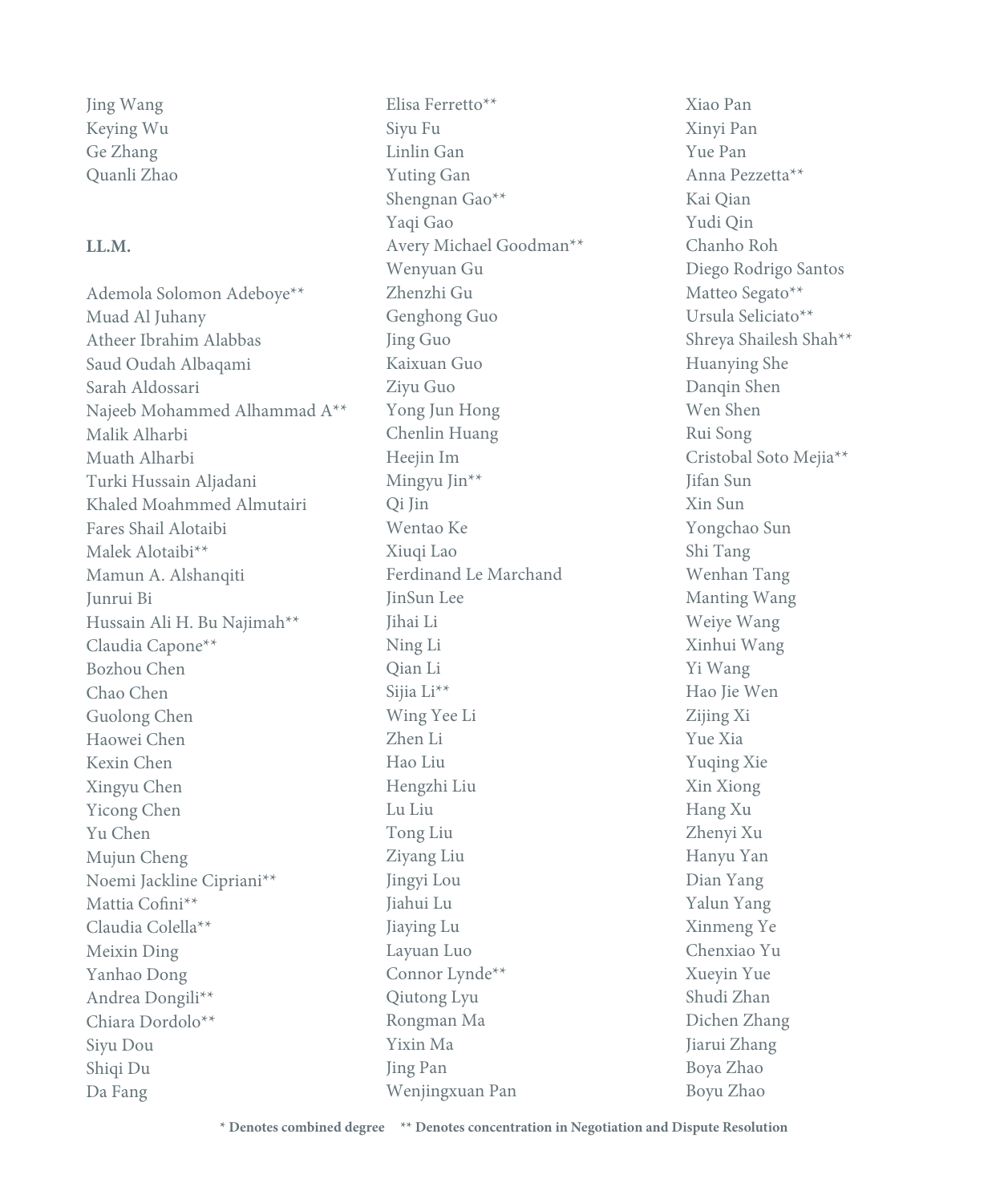Jing Wang  
Keying Wu  
Ge Zhang  
Quanli Zhao

**LL.M.**

Ademola Solomon Adeboye**  
Muad Al Juhany  
Atheer Ibrahim Alabbas  
Saud Oudah Albaqami  
Sarah Aldossari  
Najeeb Mohammed Alhammad A**  
Malik Alharbi  
Muath Alharbi  
Turki Hussain Aljadani  
Khaled Moahmmed Almutairi  
Fares Shail Alotaibi  
Malek Alotaibi**  
Mamun A. Alshanqiti  
Junrui Bi  
Hussain Ali H. Bu Najimah**  
Claudia Capone**  
Bozhou Chen  
Chao Chen  
Guolong Chen  
Haowei Chen  
Kexin Chen  
Xingyu Chen  
Yicong Chen  
Yu Chen  
Mujun Cheng  
Noemi Jackline Cipriani**  
Mattia Cofini**  
Claudia Colella**  
Meixin Ding  
Yanhao Dong  
Andrea Dongili**  
Chiara Dordolo**  
Siyu Dou  
Shiqi Du  
Da Fang  
Elisa Ferretto**  
Siyu Fu  
Linlin Gan  
Yuting Gan  
Shengnan Gao**  
Yaqi Gao  
Avery Michael Goodman**  
Wenyuan Gu  
Zhenzhi Gu  
Genghong Guo  
Jing Guo  
Kaixuan Guo  
Ziyu Guo  
Yong Jun Hong  
Chenlin Huang  
Heejin Im  
Mingyu Jin**  
Qi Jin  
Wentao Ke  
Xiuqi Lao  
Ferdinand Le Marchand  
JinSun Lee  
Jihai Li  
Ning Li  
Qian Li  
Sijia Li**  
Wing Yee Li  
Zhen Li  
Hao Liu  
Hengzhi Liu  
Lu Liu  
Tong Liu  
Ziyang Liu  
Jingyi Lou  
Jiahui Lu  
Jiaying Lu  
Layuan Luo  
Connor Lynde**  
Qiutong Lyu  
Rongman Ma  
Yixin Ma  
Jing Pan  
Wenjingxuan Pan  
Xiao Pan  
Xinyi Pan  
Yue Pan  
Anna Pezzetta**  
Kai Qian  
Yudi Qin  
Chanho Roh  
Diego Rodrigo Santos  
Matteo Segato**  
Ursula Seliciato**  
Shreya Shailesh Shah**  
Huanying She  
Danqin Shen  
Wen Shen  
Rui Song  
Cristobal Soto Mejia**  
Jifan Sun  
Xin Sun  
Yongchao Sun  
Shi Tang  
Wenhan Tang  
Manting Wang  
Weiye Wang  
Xinhui Wang  
Yi Wang  
Hao Jie Wen  
Zijing Xi  
Yue Xia  
Yuqing Xie  
Xin Xiong  
Hang Xu  
Zhenyi Xu  
Hanyu Yan  
Dian Yang  
Yalun Yang  
Xinmeng Ye  
Chenxiao Yu  
Xueyin Yue  
Shudi Zhan  
Dichen Zhang  
Jiarui Zhang  
Boya Zhao  
Boyu Zhao

**\* Denotes combined degree ** Denotes concentration in Negotiation and Dispute Resolution**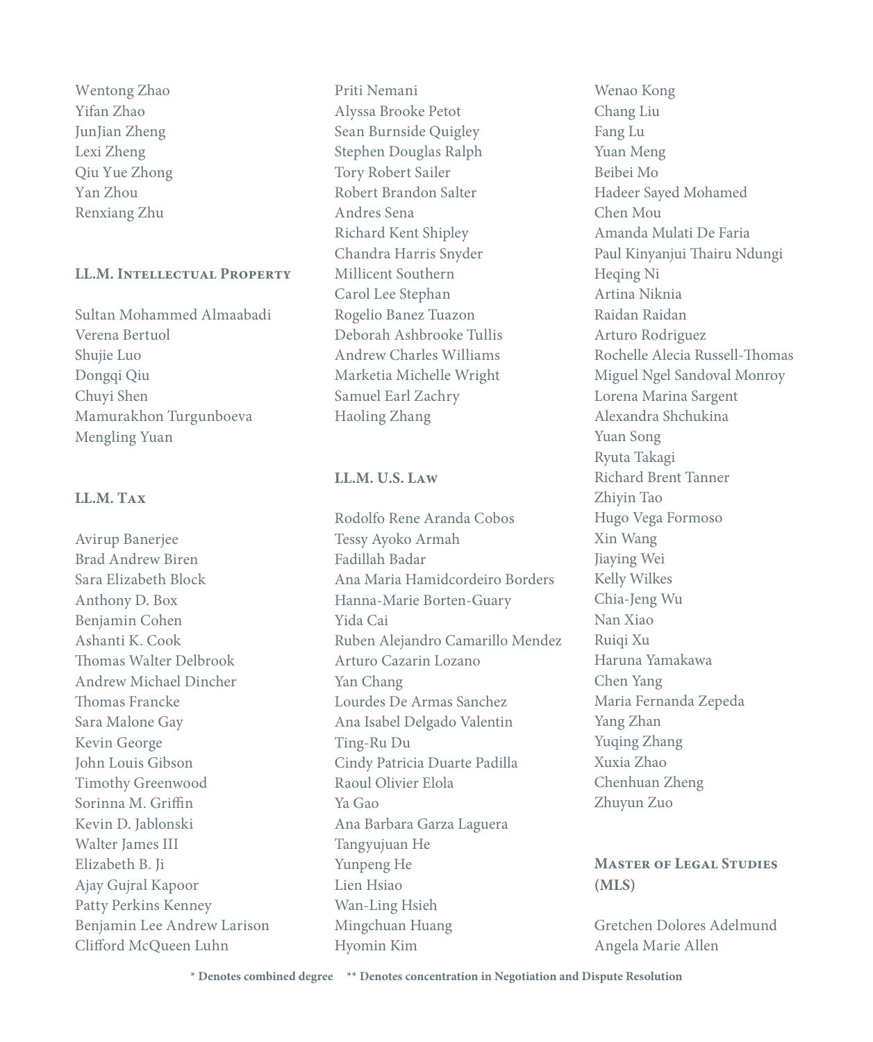Wentong Zhao
Yifan Zhao
JunJian Zheng
Lexi Zheng
Qiu Yue Zhong
Yan Zhou
Renxiang Zhu

### LL.M. Intellectual Property

Sultan Mohammed Almaabadi
Verena Bertuol
Shujie Luo
Dongqi Qiu
Chuyi Shen
Mamurakhon Turgunboeva
Mengling Yuan

### LL.M. Tax

Avirup Banerjee
Brad Andrew Biren
Sara Elizabeth Block
Anthony D. Box
Benjamin Cohen
Ashanti K. Cook
Thomas Walter Delbrook
Andrew Michael Dincher
Thomas Francke
Sara Malone Gay
Kevin George
John Louis Gibson
Timothy Greenwood
Sorinna M. Griffin
Kevin D. Jablonski
Walter James III
Elizabeth B. Ji
Ajay Gujral Kapoor
Patty Perkins Kenney
Benjamin Lee Andrew Larison
Clifford McQueen Luhn
Priti Nemani
Alyssa Brooke Petot
Sean Burnside Quigley
Stephen Douglas Ralph
Tory Robert Sailer
Robert Brandon Salter
Andres Sena
Richard Kent Shipley
Chandra Harris Snyder
Millicent Southern
Carol Lee Stephan
Rogelio Banez Tuazon
Deborah Ashbrooke Tullis
Andrew Charles Williams
Marketia Michelle Wright
Samuel Earl Zachry
Haoling Zhang

### LL.M. U.S. Law

Rodolfo Rene Aranda Cobos
Tessy Ayoko Armah
Fadillah Badar
Ana Maria Hamidcordeiro Borders
Hanna-Marie Borten-Guary
Yida Cai
Ruben Alejandro Camarillo Mendez
Arturo Cazarin Lozano
Yan Chang
Lourdes De Armas Sanchez
Ana Isabel Delgado Valentin
Ting-Ru Du
Cindy Patricia Duarte Padilla
Raoul Olivier Elola
Ya Gao
Ana Barbara Garza Laguera
Tangyujuan He
Yunpeng He
Lien Hsiao
Wan-Ling Hsieh
Mingchuan Huang
Hyomin Kim
Wenao Kong
Chang Liu
Fang Lu
Yuan Meng
Beibei Mo
Hadeer Sayed Mohamed
Chen Mou
Amanda Mulati De Faria
Paul Kinyanjui Thairu Ndungi
Heqing Ni
Artina Niknia
Raidan Raidan
Arturo Rodriguez
Rochelle Alecia Russell-Thomas
Miguel Ngel Sandoval Monroy
Lorena Marina Sargent
Alexandra Shchukina
Yuan Song
Ryuta Takagi
Richard Brent Tanner
Zhiyin Tao
Hugo Vega Formoso
Xin Wang
Jiaying Wei
Kelly Wilkes
Chia-Jeng Wu
Nan Xiao
Ruiqi Xu
Haruna Yamakawa
Chen Yang
Maria Fernanda Zepeda
Yang Zhan
Yuqing Zhang
Xuxia Zhao
Chenhuan Zheng
Zhuyun Zuo

### Master of Legal Studies (MLS)

Gretchen Dolores Adelmund
Angela Marie Allen

**\* Denotes combined degree    \*\* Denotes concentration in Negotiation and Dispute Resolution**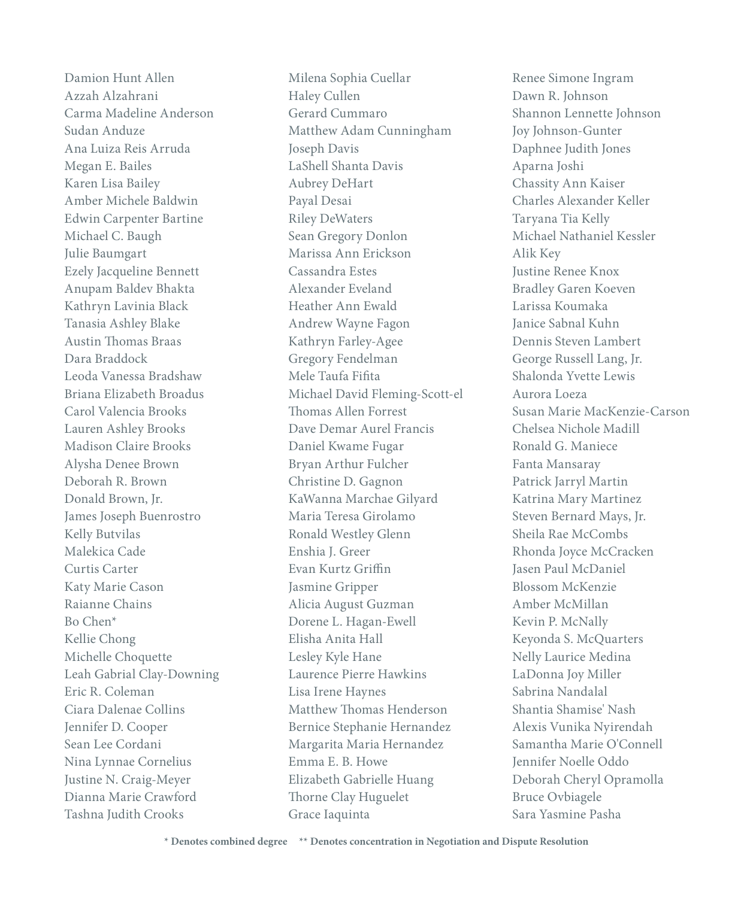Damion Hunt Allen
Azzah Alzahrani
Carma Madeline Anderson
Sudan Anduze
Ana Luiza Reis Arruda
Megan E. Bailes
Karen Lisa Bailey
Amber Michele Baldwin
Edwin Carpenter Bartine
Michael C. Baugh
Julie Baumgart
Ezely Jacqueline Bennett
Anupam Baldev Bhakta
Kathryn Lavinia Black
Tanasia Ashley Blake
Austin Thomas Braas
Dara Braddock
Leoda Vanessa Bradshaw
Briana Elizabeth Broadus
Carol Valencia Brooks
Lauren Ashley Brooks
Madison Claire Brooks
Alysha Denee Brown
Deborah R. Brown
Donald Brown, Jr.
James Joseph Buenrostro
Kelly Butvilas
Malekica Cade
Curtis Carter
Katy Marie Cason
Raianne Chains
Bo Chen*
Kellie Chong
Michelle Choquette
Leah Gabrial Clay-Downing
Eric R. Coleman
Ciara Dalenae Collins
Jennifer D. Cooper
Sean Lee Cordani
Nina Lynnae Cornelius
Justine N. Craig-Meyer
Dianna Marie Crawford
Tashna Judith Crooks
Milena Sophia Cuellar
Haley Cullen
Gerard Cummaro
Matthew Adam Cunningham
Joseph Davis
LaShell Shanta Davis
Aubrey DeHart
Payal Desai
Riley DeWaters
Sean Gregory Donlon
Marissa Ann Erickson
Cassandra Estes
Alexander Eveland
Heather Ann Ewald
Andrew Wayne Fagon
Kathryn Farley-Agee
Gregory Fendelman
Mele Taufa Fifita
Michael David Fleming-Scott-el
Thomas Allen Forrest
Dave Demar Aurel Francis
Daniel Kwame Fugar
Bryan Arthur Fulcher
Christine D. Gagnon
KaWanna Marchae Gilyard
Maria Teresa Girolamo
Ronald Westley Glenn
Enshia J. Greer
Evan Kurtz Griffin
Jasmine Gripper
Alicia August Guzman
Dorene L. Hagan-Ewell
Elisha Anita Hall
Lesley Kyle Hane
Laurence Pierre Hawkins
Lisa Irene Haynes
Matthew Thomas Henderson
Bernice Stephanie Hernandez
Margarita Maria Hernandez
Emma E. B. Howe
Elizabeth Gabrielle Huang
Thorne Clay Huguelet
Grace Iaquinta
Renee Simone Ingram
Dawn R. Johnson
Shannon Lennette Johnson
Joy Johnson-Gunter
Daphnee Judith Jones
Aparna Joshi
Chassity Ann Kaiser
Charles Alexander Keller
Taryana Tia Kelly
Michael Nathaniel Kessler
Alik Key
Justine Renee Knox
Bradley Garen Koeven
Larissa Koumaka
Janice Sabnal Kuhn
Dennis Steven Lambert
George Russell Lang, Jr.
Shalonda Yvette Lewis
Aurora Loeza
Susan Marie MacKenzie-Carson
Chelsea Nichole Madill
Ronald G. Maniece
Fanta Mansaray
Patrick Jarryl Martin
Katrina Mary Martinez
Steven Bernard Mays, Jr.
Sheila Rae McCombs
Rhonda Joyce McCracken
Jasen Paul McDaniel
Blossom McKenzie
Amber McMillan
Kevin P. McNally
Keyonda S. McQuarters
Nelly Laurice Medina
LaDonna Joy Miller
Sabrina Nandalal
Shantia Shamise' Nash
Alexis Vunika Nyirendah
Samantha Marie O'Connell
Jennifer Noelle Oddo
Deborah Cheryl Opramolla
Bruce Ovbiagele
Sara Yasmine Pasha

**\* Denotes combined degree** **\*\* Denotes concentration in Negotiation and Dispute Resolution**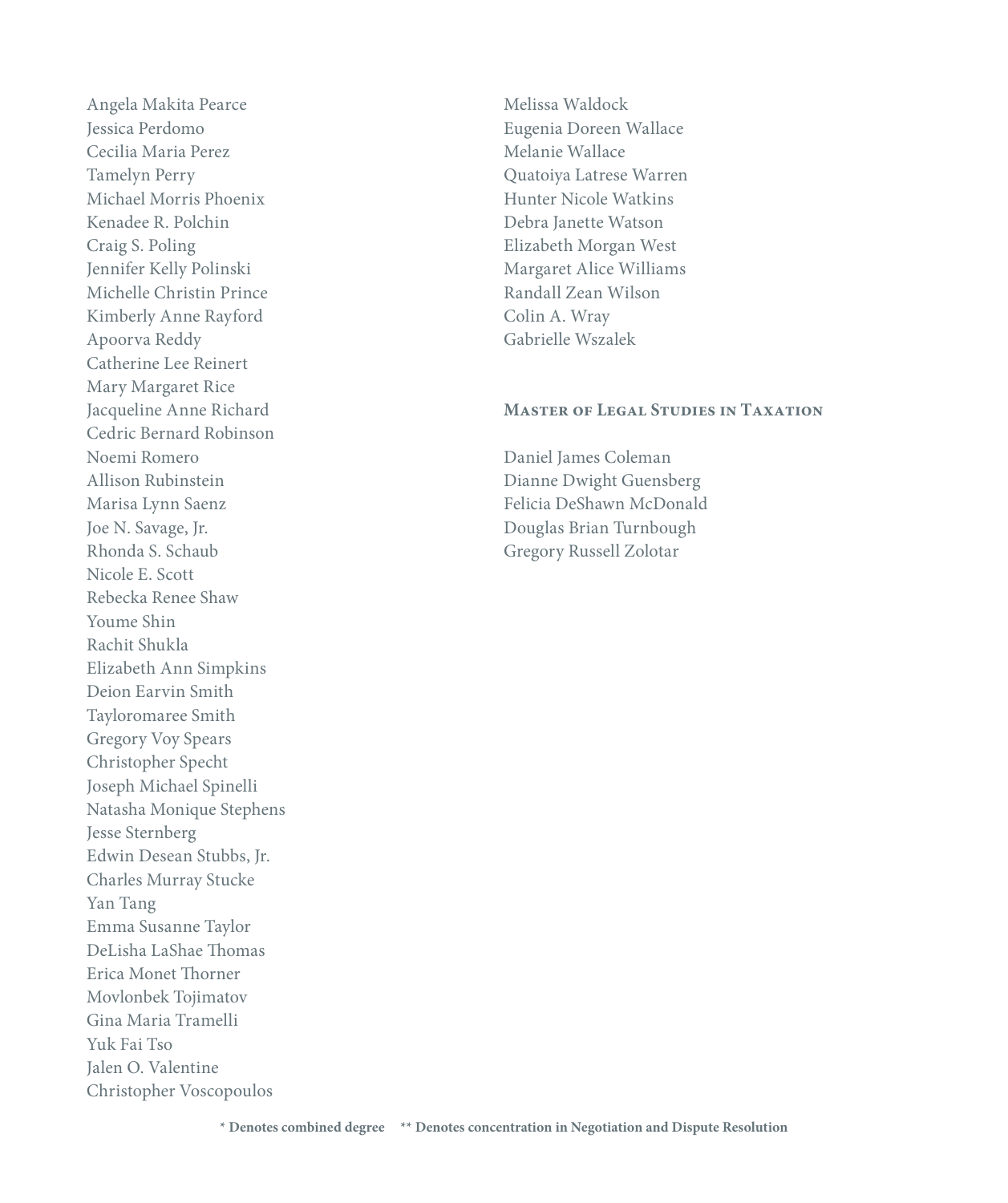Angela Makita Pearce
Jessica Perdomo
Cecilia Maria Perez
Tamelyn Perry
Michael Morris Phoenix
Kenadee R. Polchin
Craig S. Poling
Jennifer Kelly Polinski
Michelle Christin Prince
Kimberly Anne Rayford
Apoorva Reddy
Catherine Lee Reinert
Mary Margaret Rice
Jacqueline Anne Richard
Cedric Bernard Robinson
Noemi Romero
Allison Rubinstein
Marisa Lynn Saenz
Joe N. Savage, Jr.
Rhonda S. Schaub
Nicole E. Scott
Rebecka Renee Shaw
Youme Shin
Rachit Shukla
Elizabeth Ann Simpkins
Deion Earvin Smith
Tayloromaree Smith
Gregory Voy Spears
Christopher Specht
Joseph Michael Spinelli
Natasha Monique Stephens
Jesse Sternberg
Edwin Desean Stubbs, Jr.
Charles Murray Stucke
Yan Tang
Emma Susanne Taylor
DeLisha LaShae Thomas
Erica Monet Thorner
Movlonbek Tojimatov
Gina Maria Tramelli
Yuk Fai Tso
Jalen O. Valentine
Christopher Voscopoulos
Melissa Waldock
Eugenia Doreen Wallace
Melanie Wallace
Quatoiya Latrese Warren
Hunter Nicole Watkins
Debra Janette Watson
Elizabeth Morgan West
Margaret Alice Williams
Randall Zean Wilson
Colin A. Wray
Gabrielle Wszalek

## Master of Legal Studies in Taxation

Daniel James Coleman
Dianne Dwight Guensberg
Felicia DeShawn McDonald
Douglas Brian Turnbough
Gregory Russell Zolotar

**\* Denotes combined degree    \*\* Denotes concentration in Negotiation and Dispute Resolution**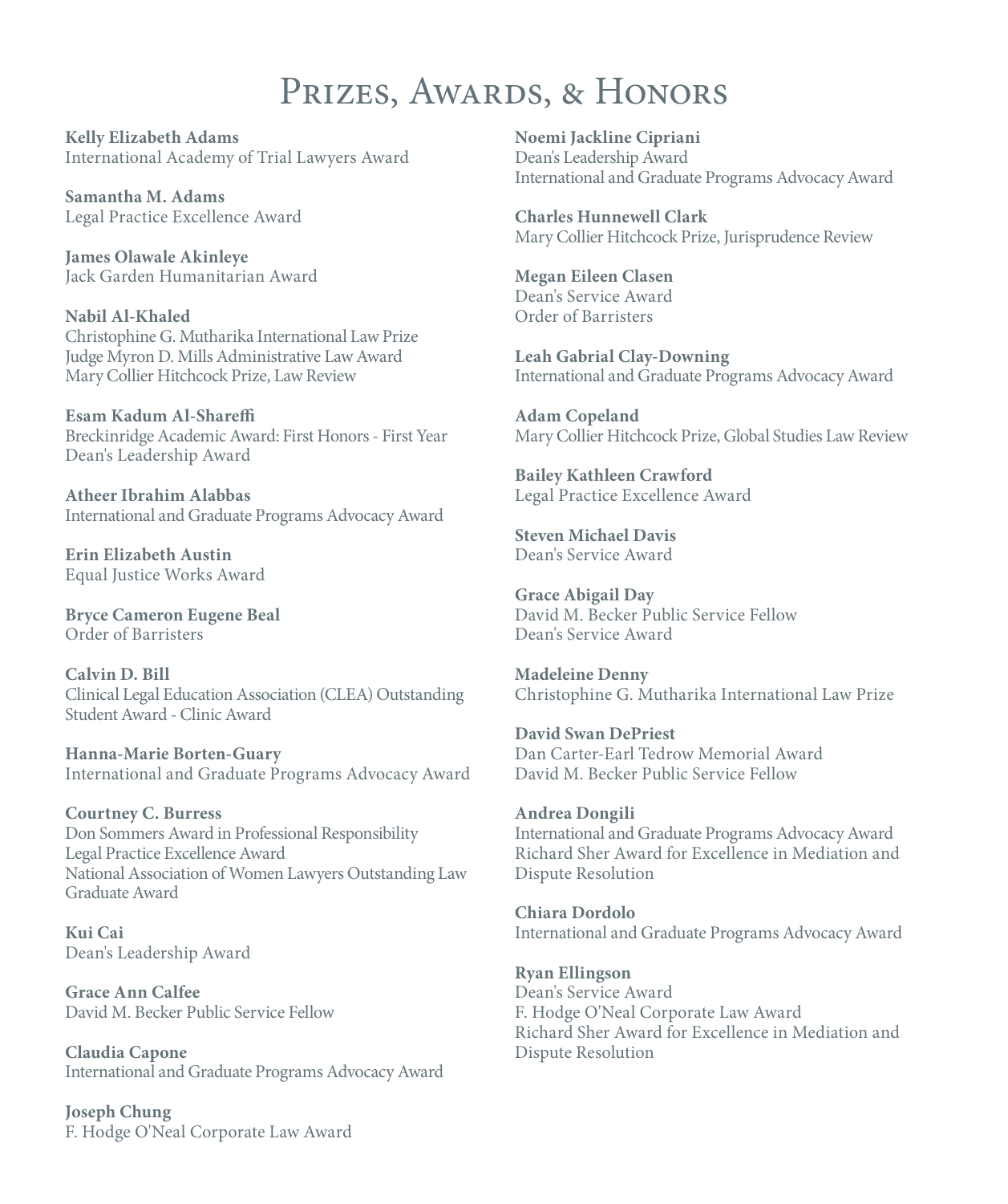# Prizes, Awards, & Honors

**Kelly Elizabeth Adams**
International Academy of Trial Lawyers Award

**Samantha M. Adams**
Legal Practice Excellence Award

**James Olawale Akinleye**
Jack Garden Humanitarian Award

**Nabil Al-Khaled**
Christophine G. Mutharika International Law Prize
Judge Myron D. Mills Administrative Law Award
Mary Collier Hitchcock Prize, Law Review

**Esam Kadum Al-Shareffi**
Breckinridge Academic Award: First Honors - First Year
Dean's Leadership Award

**Atheer Ibrahim Alabbas**
International and Graduate Programs Advocacy Award

**Erin Elizabeth Austin**
Equal Justice Works Award

**Bryce Cameron Eugene Beal**
Order of Barristers

**Calvin D. Bill**
Clinical Legal Education Association (CLEA) Outstanding Student Award - Clinic Award

**Hanna-Marie Borten-Guary**
International and Graduate Programs Advocacy Award

**Courtney C. Burress**
Don Sommers Award in Professional Responsibility
Legal Practice Excellence Award
National Association of Women Lawyers Outstanding Law Graduate Award

**Kui Cai**
Dean's Leadership Award

**Grace Ann Calfee**
David M. Becker Public Service Fellow

**Claudia Capone**
International and Graduate Programs Advocacy Award

**Joseph Chung**
F. Hodge O'Neal Corporate Law Award

**Noemi Jackline Cipriani**
Dean's Leadership Award
International and Graduate Programs Advocacy Award

**Charles Hunnewell Clark**
Mary Collier Hitchcock Prize, Jurisprudence Review

**Megan Eileen Clasen**
Dean's Service Award
Order of Barristers

**Leah Gabrial Clay-Downing**
International and Graduate Programs Advocacy Award

**Adam Copeland**
Mary Collier Hitchcock Prize, Global Studies Law Review

**Bailey Kathleen Crawford**
Legal Practice Excellence Award

**Steven Michael Davis**
Dean's Service Award

**Grace Abigail Day**
David M. Becker Public Service Fellow
Dean's Service Award

**Madeleine Denny**
Christophine G. Mutharika International Law Prize

**David Swan DePriest**
Dan Carter-Earl Tedrow Memorial Award
David M. Becker Public Service Fellow

**Andrea Dongili**
International and Graduate Programs Advocacy Award
Richard Sher Award for Excellence in Mediation and Dispute Resolution

**Chiara Dordolo**
International and Graduate Programs Advocacy Award

**Ryan Ellingson**
Dean's Service Award
F. Hodge O'Neal Corporate Law Award
Richard Sher Award for Excellence in Mediation and Dispute Resolution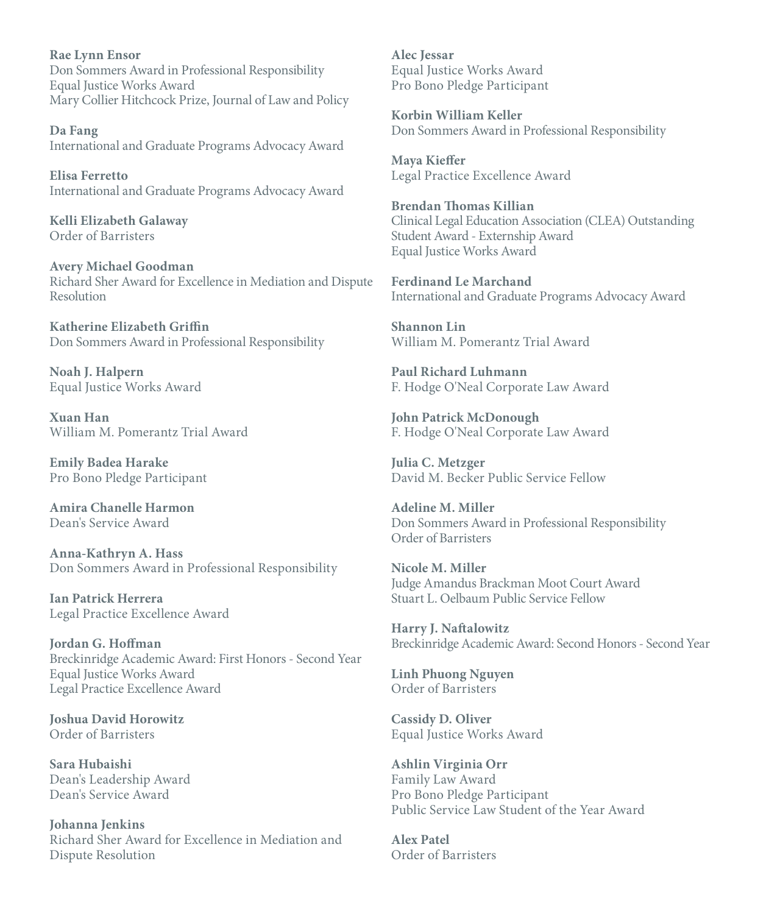**Rae Lynn Ensor**
Don Sommers Award in Professional Responsibility
Equal Justice Works Award
Mary Collier Hitchcock Prize, Journal of Law and Policy

**Da Fang**
International and Graduate Programs Advocacy Award

**Elisa Ferretto**
International and Graduate Programs Advocacy Award

**Kelli Elizabeth Galaway**
Order of Barristers

**Avery Michael Goodman**
Richard Sher Award for Excellence in Mediation and Dispute Resolution

**Katherine Elizabeth Griffin**
Don Sommers Award in Professional Responsibility

**Noah J. Halpern**
Equal Justice Works Award

**Xuan Han**
William M. Pomerantz Trial Award

**Emily Badea Harake**
Pro Bono Pledge Participant

**Amira Chanelle Harmon**
Dean's Service Award

**Anna-Kathryn A. Hass**
Don Sommers Award in Professional Responsibility

**Ian Patrick Herrera**
Legal Practice Excellence Award

**Jordan G. Hoffman**
Breckinridge Academic Award: First Honors - Second Year
Equal Justice Works Award
Legal Practice Excellence Award

**Joshua David Horowitz**
Order of Barristers

**Sara Hubaishi**
Dean's Leadership Award
Dean's Service Award

**Johanna Jenkins**
Richard Sher Award for Excellence in Mediation and Dispute Resolution

**Alec Jessar**
Equal Justice Works Award
Pro Bono Pledge Participant

**Korbin William Keller**
Don Sommers Award in Professional Responsibility

**Maya Kieffer**
Legal Practice Excellence Award

**Brendan Thomas Killian**
Clinical Legal Education Association (CLEA) Outstanding Student Award - Externship Award
Equal Justice Works Award

**Ferdinand Le Marchand**
International and Graduate Programs Advocacy Award

**Shannon Lin**
William M. Pomerantz Trial Award

**Paul Richard Luhmann**
F. Hodge O'Neal Corporate Law Award

**John Patrick McDonough**
F. Hodge O'Neal Corporate Law Award

**Julia C. Metzger**
David M. Becker Public Service Fellow

**Adeline M. Miller**
Don Sommers Award in Professional Responsibility
Order of Barristers

**Nicole M. Miller**
Judge Amandus Brackman Moot Court Award
Stuart L. Oelbaum Public Service Fellow

**Harry J. Naftalowitz**
Breckinridge Academic Award: Second Honors - Second Year

**Linh Phuong Nguyen**
Order of Barristers

**Cassidy D. Oliver**
Equal Justice Works Award

**Ashlin Virginia Orr**
Family Law Award
Pro Bono Pledge Participant
Public Service Law Student of the Year Award

**Alex Patel**
Order of Barristers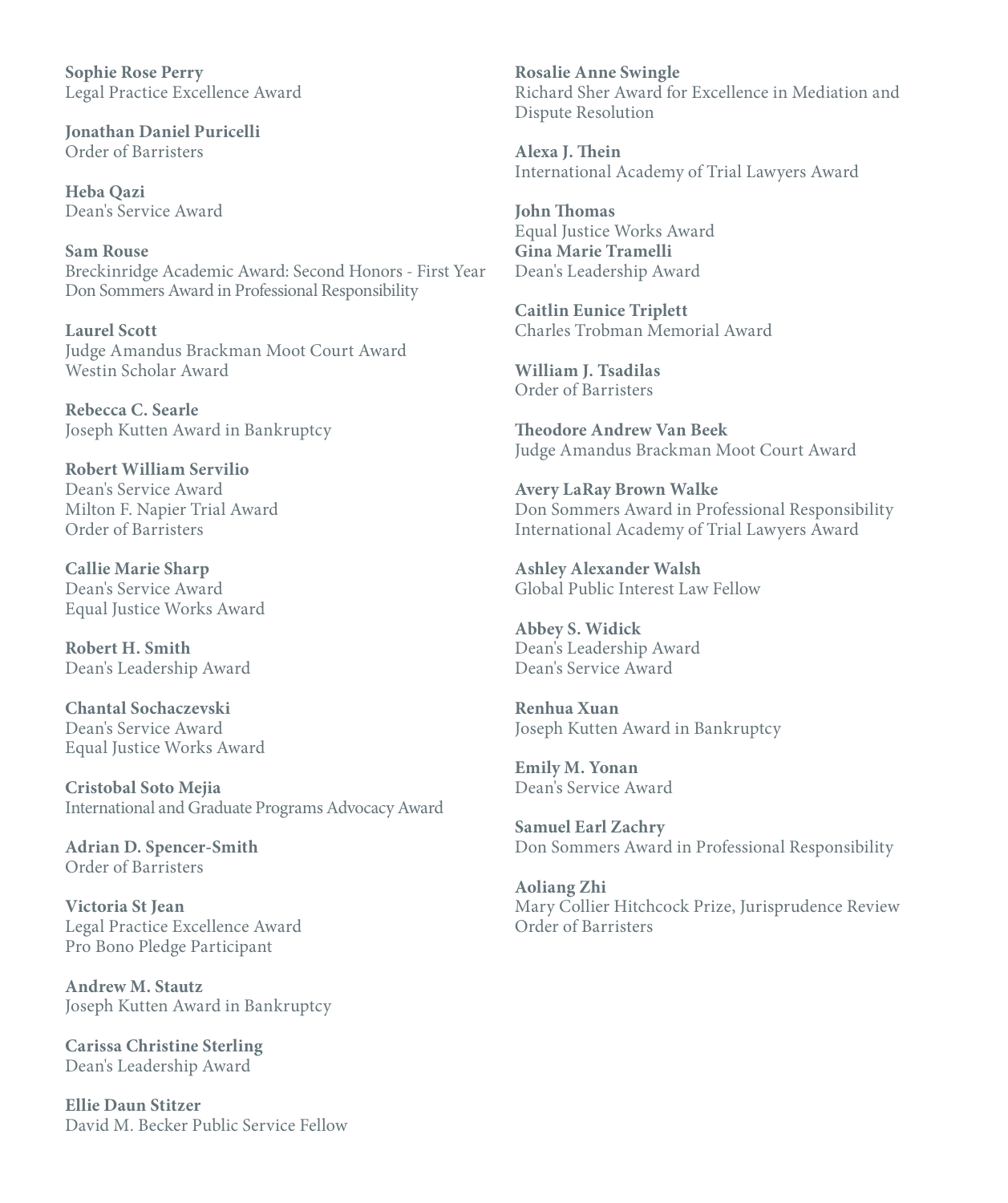**Sophie Rose Perry**
Legal Practice Excellence Award

**Jonathan Daniel Puricelli**
Order of Barristers

**Heba Qazi**
Dean's Service Award

**Sam Rouse**
Breckinridge Academic Award: Second Honors - First Year
Don Sommers Award in Professional Responsibility

**Laurel Scott**
Judge Amandus Brackman Moot Court Award
Westin Scholar Award

**Rebecca C. Searle**
Joseph Kutten Award in Bankruptcy

**Robert William Servilio**
Dean's Service Award
Milton F. Napier Trial Award
Order of Barristers

**Callie Marie Sharp**
Dean's Service Award
Equal Justice Works Award

**Robert H. Smith**
Dean's Leadership Award

**Chantal Sochaczevski**
Dean's Service Award
Equal Justice Works Award

**Cristobal Soto Mejia**
International and Graduate Programs Advocacy Award

**Adrian D. Spencer-Smith**
Order of Barristers

**Victoria St Jean**
Legal Practice Excellence Award
Pro Bono Pledge Participant

**Andrew M. Stautz**
Joseph Kutten Award in Bankruptcy

**Carissa Christine Sterling**
Dean's Leadership Award

**Ellie Daun Stitzer**
David M. Becker Public Service Fellow

**Rosalie Anne Swingle**
Richard Sher Award for Excellence in Mediation and Dispute Resolution

**Alexa J. Thein**
International Academy of Trial Lawyers Award

**John Thomas**
Equal Justice Works Award

**Gina Marie Tramelli**
Dean's Leadership Award

**Caitlin Eunice Triplett**
Charles Trobman Memorial Award

**William J. Tsadilas**
Order of Barristers

**Theodore Andrew Van Beek**
Judge Amandus Brackman Moot Court Award

**Avery LaRay Brown Walke**
Don Sommers Award in Professional Responsibility
International Academy of Trial Lawyers Award

**Ashley Alexander Walsh**
Global Public Interest Law Fellow

**Abbey S. Widick**
Dean's Leadership Award
Dean's Service Award

**Renhua Xuan**
Joseph Kutten Award in Bankruptcy

**Emily M. Yonan**
Dean's Service Award

**Samuel Earl Zachry**
Don Sommers Award in Professional Responsibility

**Aoliang Zhi**
Mary Collier Hitchcock Prize, Jurisprudence Review
Order of Barristers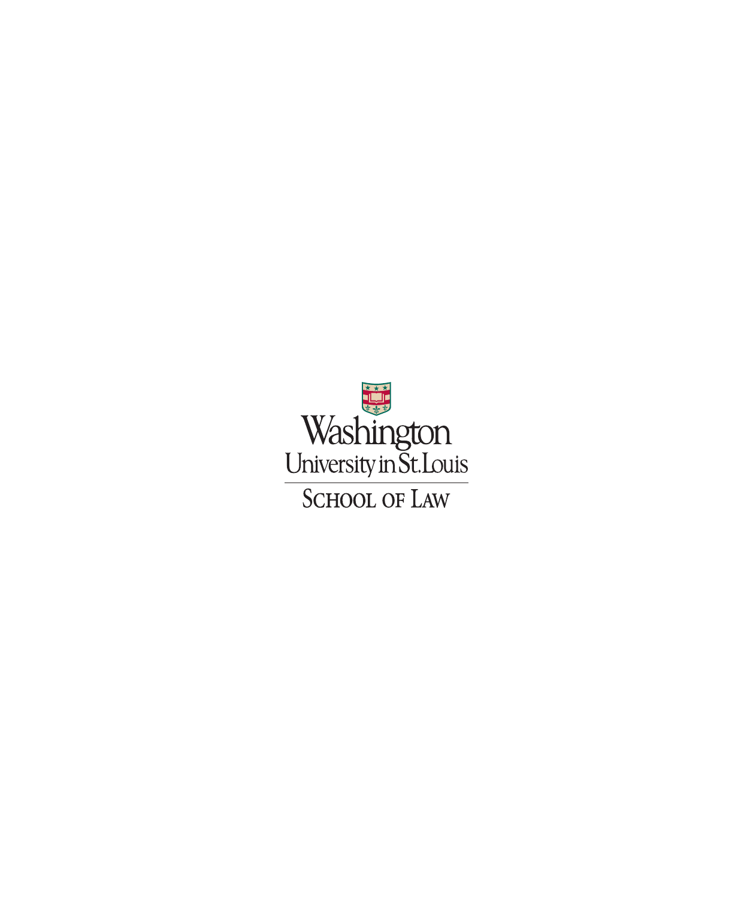Washington
University in St. Louis

SCHOOL OF LAW